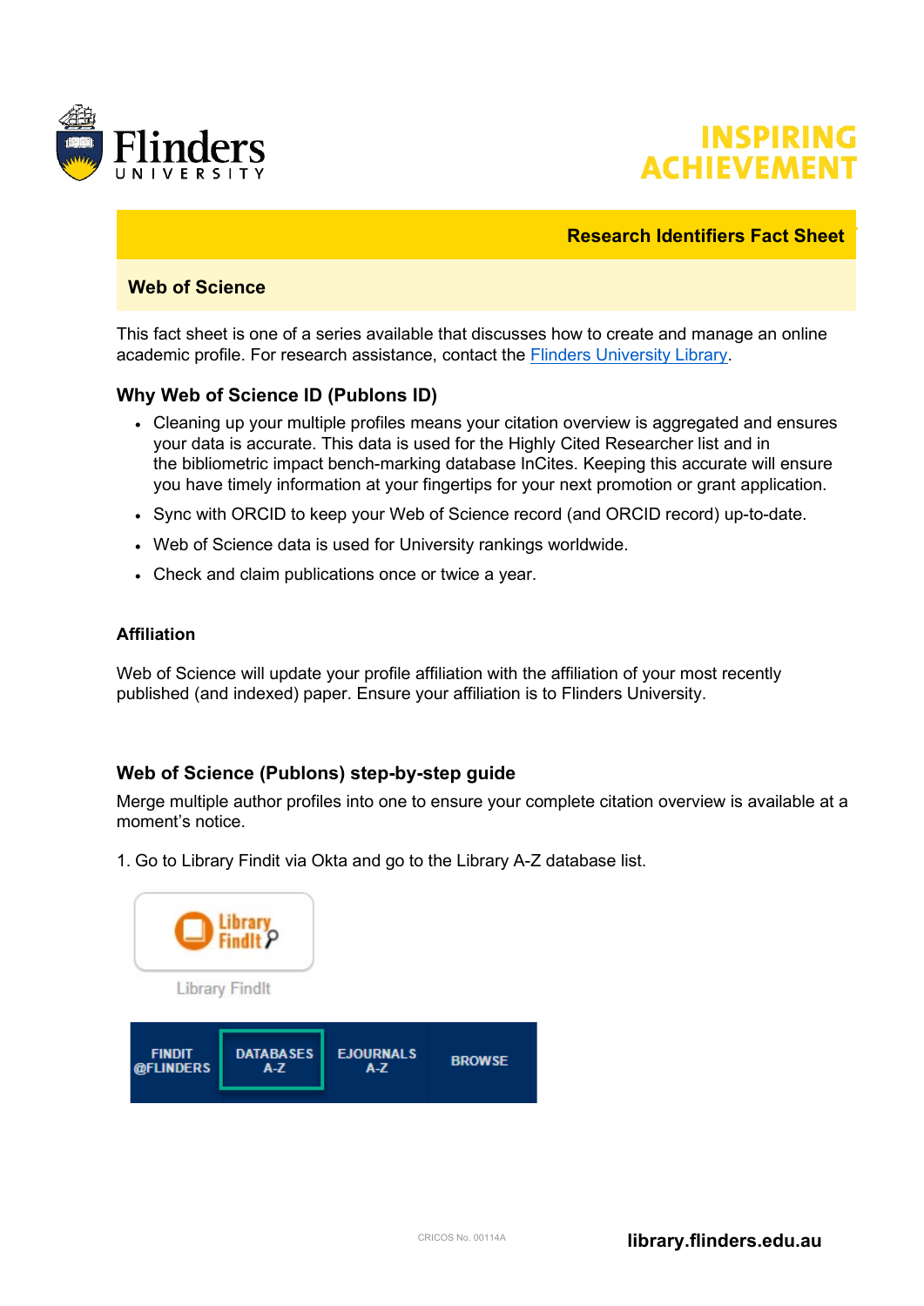**Research Identifiers Fact Sheet**

## Web of Science

This fact sheet is one of a series available that discusses how to create and manage an online academic profile. For research assistance, contact the [Flinders University Library](https://library.flinders.edu.au).

### Why Web of Science ID (Publons ID)

- Cleaning up your multiple profiles means your citation overview is aggregated and ensures your data is accurate. This data is used for the Highly Cited Researcher list and in the bibliometric impact bench-marking database InCites. Keeping this accurate will ensure you have timely information at your fingertips for your next promotion or grant application.
- Sync with ORCID to keep your Web of Science record (and ORCID record) up-to-date.
- Web of Science data is used for University rankings worldwide.
- Check and claim publications once or twice a year.

#### Affiliation

Web of Science will update your profile affiliation with the affiliation of your most recently published (and indexed) paper. Ensure your affiliation is to Flinders University.

### Web of Science (Publons) step-by-step guide

Merge multiple author profiles into one to ensure your complete citation overview is available at a moment's notice.

1. Go to Library Findit via Okta and go to the Library A-Z database list.

Library FindIt

FINDIT @FLINDERS | DATABASES A-Z | EJOURNALS A-Z | BROWSE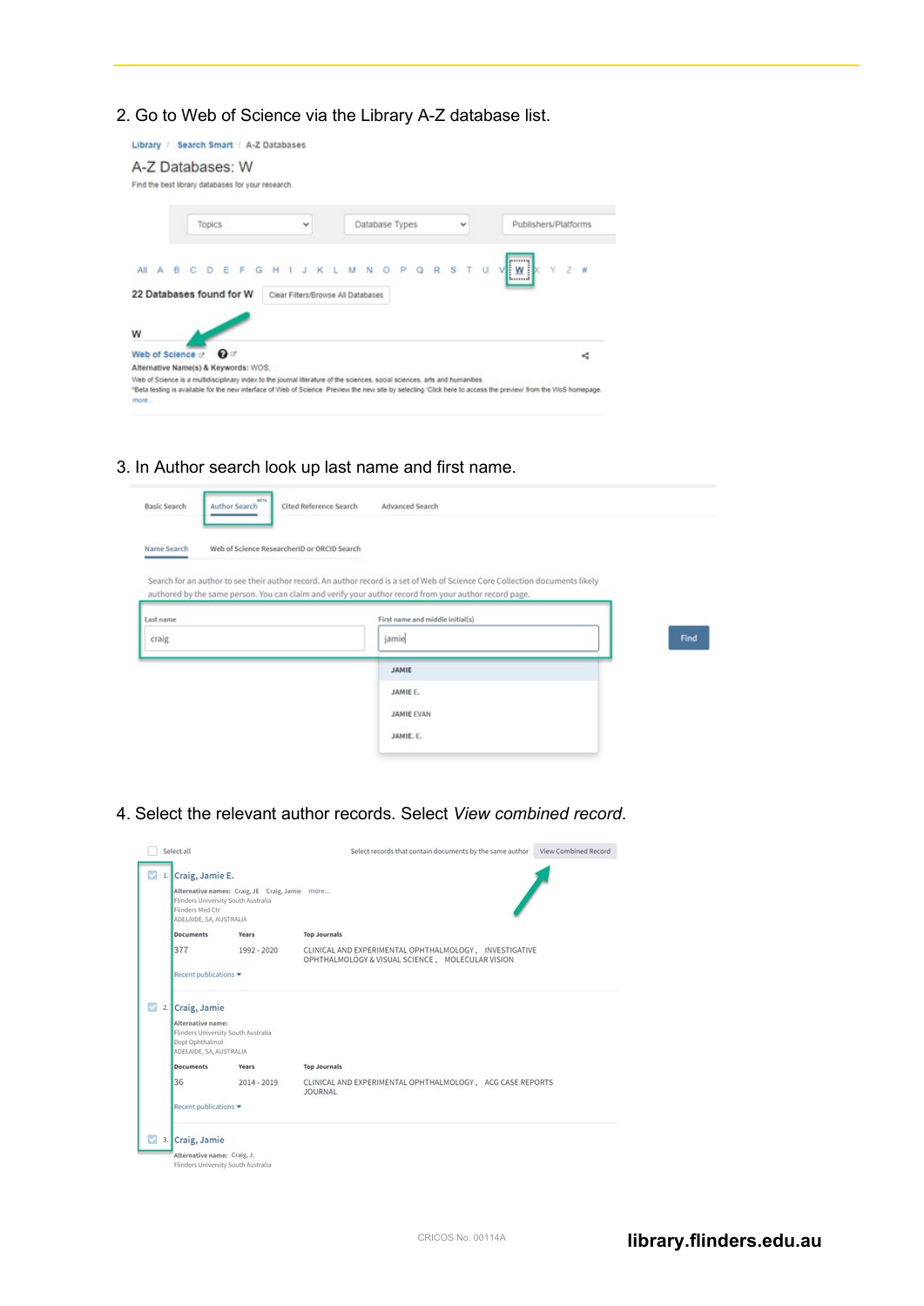2. Go to Web of Science via the Library A-Z database list.

Library / Search Smart / A-Z Databases

A-Z Databases: W

Find the best library databases for your research.

Topics | Database Types | Publishers/Platforms

All A B C D E F G H I J K L M N O P Q R S T U V W X Y Z #

22 Databases found for W | Clear Filters/Browse All Databases

W

Web of Science

Alternative Name(s) & Keywords: WOS.

Web of Science is a multidisciplinary index to the journal literature of the sciences, social sciences, arts and humanities.

*Beta testing is available for the new interface of Web of Science. Preview the new site by selecting 'Click here to access the preview' from the WoS homepage.

more...

3. In Author search look up last name and first name.

Basic Search | Author Search BETA | Cited Reference Search | Advanced Search

Name Search | Web of Science ResearcherID or ORCID Search

Search for an author to see their author record. An author record is a set of Web of Science Core Collection documents likely authored by the same person. You can claim and verify your author record from your author record page.

Last name: craig

First name and middle initial(s): jamie

Find

JAMIE
JAMIE E.
JAMIE EVAN
JAMIE. E.

4. Select the relevant author records. Select *View combined record*.

Select all | Select records that contain documents by the same author | View Combined Record

1. Craig, Jamie E.

Alternative names: Craig, JE Craig, Jamie more...
Flinders University South Australia
Flinders Med Ctr
ADELAIDE, SA, AUSTRALIA

| Documents | Years | Top Journals |
|---|---|---|
| 377 | 1992 - 2020 | CLINICAL AND EXPERIMENTAL OPHTHALMOLOGY, INVESTIGATIVE OPHTHALMOLOGY & VISUAL SCIENCE, MOLECULAR VISION |

Recent publications

2. Craig, Jamie

Alternative name:
Flinders University South Australia
Dept Ophthalmol
ADELAIDE, SA, AUSTRALIA

| Documents | Years | Top Journals |
|---|---|---|
| 36 | 2014 - 2019 | CLINICAL AND EXPERIMENTAL OPHTHALMOLOGY, ACG CASE REPORTS JOURNAL |

Recent publications

3. Craig, Jamie

Alternative name: Craig, J.
Flinders University South Australia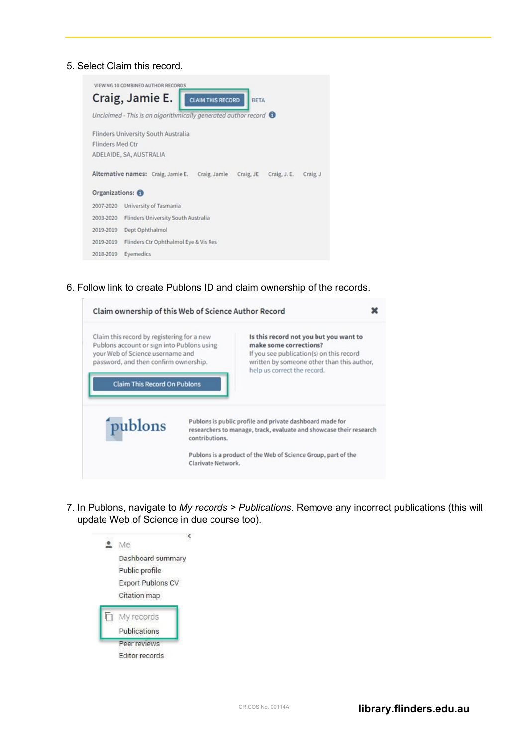5. Select Claim this record.

6. Follow link to create Publons ID and claim ownership of the records.

7. In Publons, navigate to *My records* > *Publications*. Remove any incorrect publications (this will update Web of Science in due course too).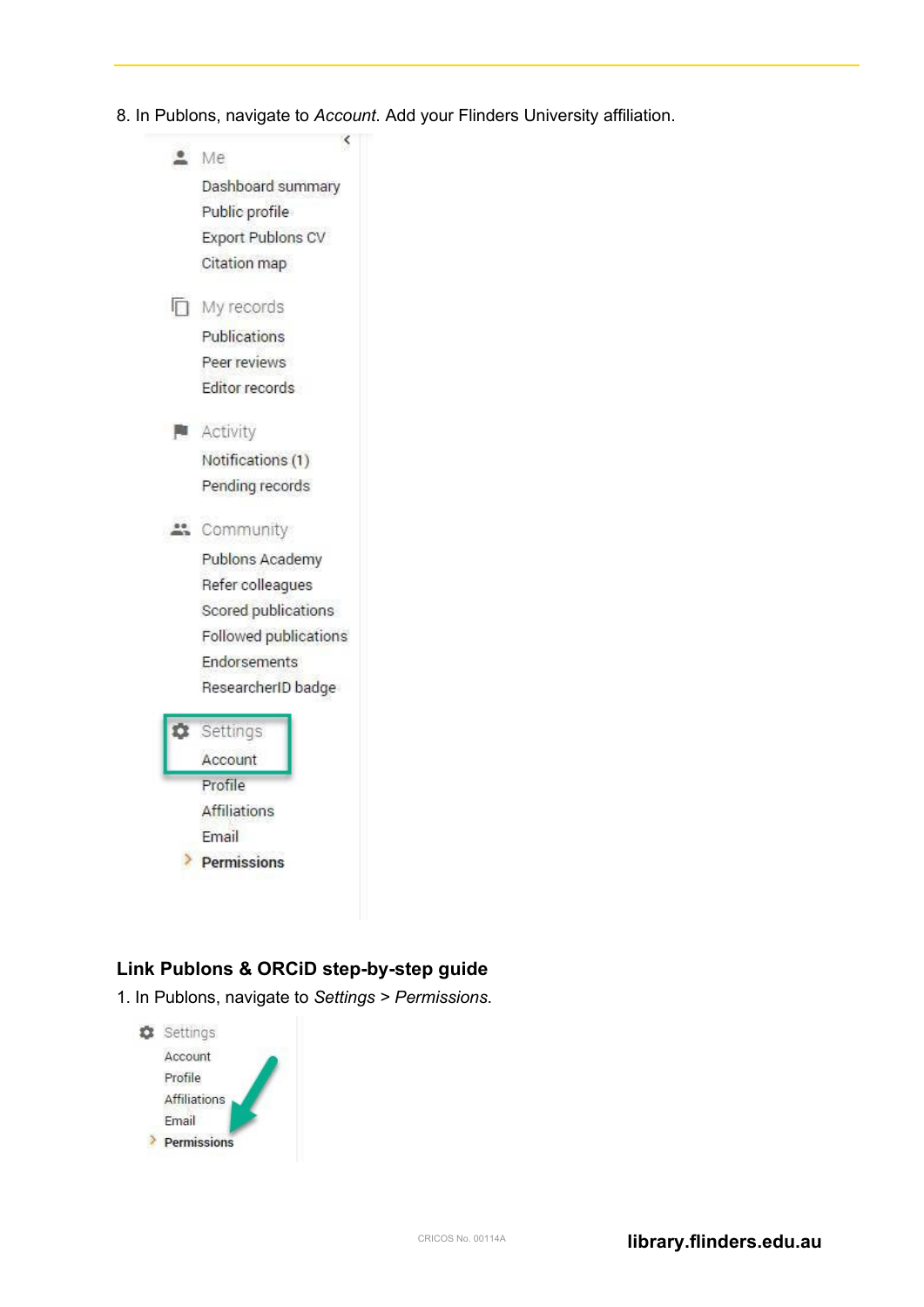8. In Publons, navigate to *Account*. Add your Flinders University affiliation.

## Link Publons & ORCiD step-by-step guide

1. In Publons, navigate to *Settings* > *Permissions*.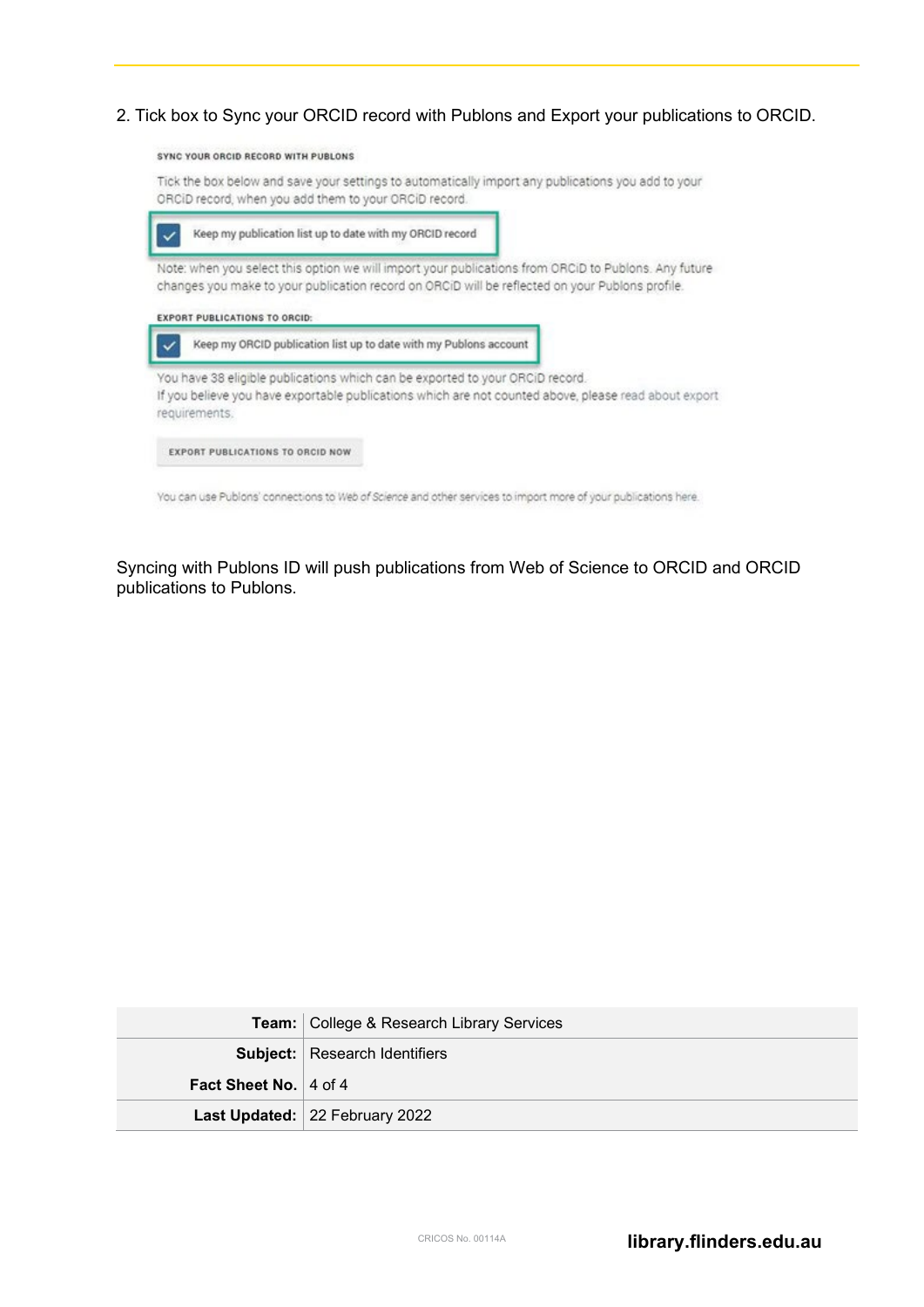2. Tick box to Sync your ORCID record with Publons and Export your publications to ORCID.

SYNC YOUR ORCID RECORD WITH PUBLONS

Tick the box below and save your settings to automatically import any publications you add to your ORCiD record, when you add them to your ORCiD record.

- [x] Keep my publication list up to date with my ORCID record

Note: when you select this option we will import your publications from ORCiD to Publons. Any future changes you make to your publication record on ORCiD will be reflected on your Publons profile.

EXPORT PUBLICATIONS TO ORCID:

- [x] Keep my ORCID publication list up to date with my Publons account

You have 38 eligible publications which can be exported to your ORCiD record.
If you believe you have exportable publications which are not counted above, please read about export requirements.

EXPORT PUBLICATIONS TO ORCID NOW

You can use Publons' connections to Web of Science and other services to import more of your publications here.

Syncing with Publons ID will push publications from Web of Science to ORCID and ORCID publications to Publons.

| | |
|---|---|
| **Team:** | College & Research Library Services |
| **Subject:** | Research Identifiers |
| **Fact Sheet No.** | 4 of 4 |
| **Last Updated:** | 22 February 2022 |

CRICOS No. 00114A

**library.flinders.edu.au**